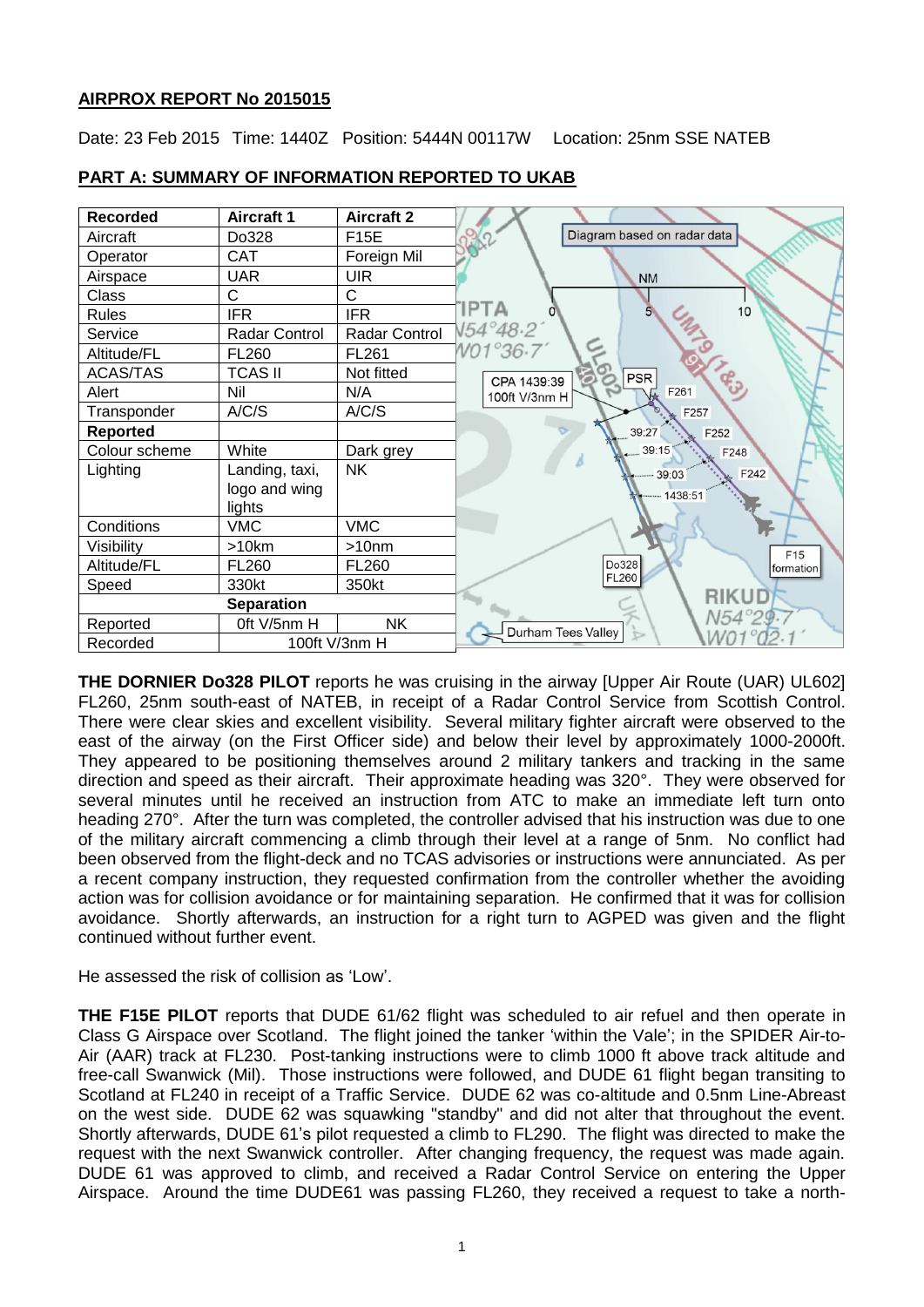## AIRPROX REPORT No 2015015

Date: 23 Feb 2015 Time: 1440Z Position: 5444N 00117W Location: 25nm SSE NATEB

## PART A: SUMMARY OF INFORMATION REPORTED TO UKAB

| Recorded | Aircraft 1 | Aircraft 2 |
|---|---|---|
| Aircraft | Do328 | F15E |
| Operator | CAT | Foreign Mil |
| Airspace | UAR | UIR |
| Class | C | C |
| Rules | IFR | IFR |
| Service | Radar Control | Radar Control |
| Altitude/FL | FL260 | FL261 |
| ACAS/TAS | TCAS II | Not fitted |
| Alert | Nil | N/A |
| Transponder | A/C/S | A/C/S |
| **Reported** | | |
| Colour scheme | White | Dark grey |
| Lighting | Landing, taxi, logo and wing lights | NK |
| Conditions | VMC | VMC |
| Visibility | >10km | >10nm |
| Altitude/FL | FL260 | FL260 |
| Speed | 330kt | 350kt |
| **Separation** | | |
| Reported | 0ft V/5nm H | NK |
| Recorded | 100ft V/3nm H | |

Diagram based on radar data

**THE DORNIER Do328 PILOT** reports he was cruising in the airway [Upper Air Route (UAR) UL602] FL260, 25nm south-east of NATEB, in receipt of a Radar Control Service from Scottish Control. There were clear skies and excellent visibility. Several military fighter aircraft were observed to the east of the airway (on the First Officer side) and below their level by approximately 1000-2000ft. They appeared to be positioning themselves around 2 military tankers and tracking in the same direction and speed as their aircraft. Their approximate heading was 320°. They were observed for several minutes until he received an instruction from ATC to make an immediate left turn onto heading 270°. After the turn was completed, the controller advised that his instruction was due to one of the military aircraft commencing a climb through their level at a range of 5nm. No conflict had been observed from the flight-deck and no TCAS advisories or instructions were annunciated. As per a recent company instruction, they requested confirmation from the controller whether the avoiding action was for collision avoidance or for maintaining separation. He confirmed that it was for collision avoidance. Shortly afterwards, an instruction for a right turn to AGPED was given and the flight continued without further event.

He assessed the risk of collision as 'Low'.

**THE F15E PILOT** reports that DUDE 61/62 flight was scheduled to air refuel and then operate in Class G Airspace over Scotland. The flight joined the tanker 'within the Vale'; in the SPIDER Air-to-Air (AAR) track at FL230. Post-tanking instructions were to climb 1000 ft above track altitude and free-call Swanwick (Mil). Those instructions were followed, and DUDE 61 flight began transiting to Scotland at FL240 in receipt of a Traffic Service. DUDE 62 was co-altitude and 0.5nm Line-Abreast on the west side. DUDE 62 was squawking "standby" and did not alter that throughout the event. Shortly afterwards, DUDE 61's pilot requested a climb to FL290. The flight was directed to make the request with the next Swanwick controller. After changing frequency, the request was made again. DUDE 61 was approved to climb, and received a Radar Control Service on entering the Upper Airspace. Around the time DUDE61 was passing FL260, they received a request to take a north-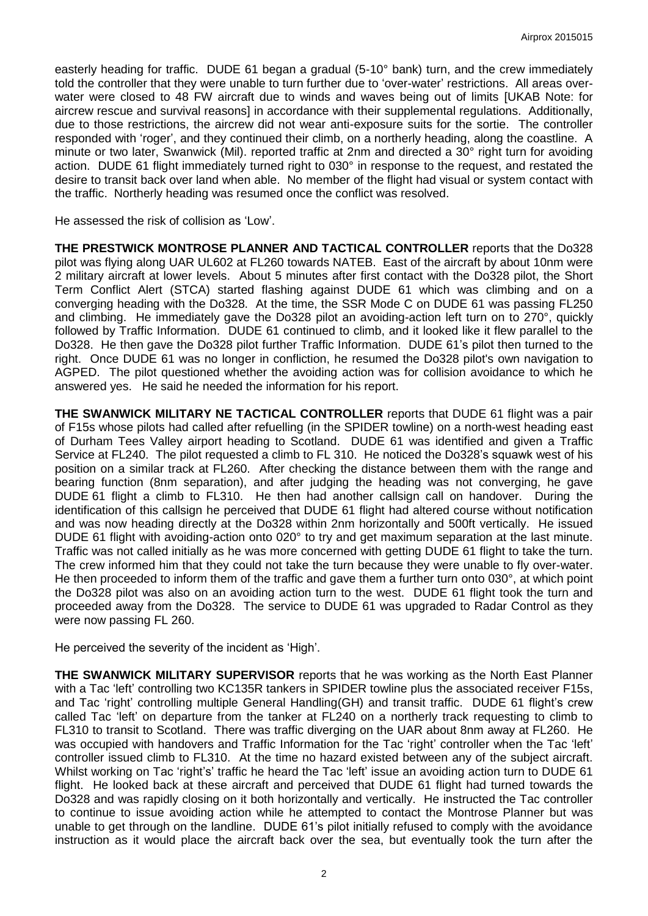easterly heading for traffic. DUDE 61 began a gradual (5-10° bank) turn, and the crew immediately told the controller that they were unable to turn further due to 'over-water' restrictions. All areas over-water were closed to 48 FW aircraft due to winds and waves being out of limits [UKAB Note: for aircrew rescue and survival reasons] in accordance with their supplemental regulations. Additionally, due to those restrictions, the aircrew did not wear anti-exposure suits for the sortie. The controller responded with 'roger', and they continued their climb, on a northerly heading, along the coastline. A minute or two later, Swanwick (Mil). reported traffic at 2nm and directed a 30° right turn for avoiding action. DUDE 61 flight immediately turned right to 030° in response to the request, and restated the desire to transit back over land when able. No member of the flight had visual or system contact with the traffic. Northerly heading was resumed once the conflict was resolved.

He assessed the risk of collision as 'Low'.

**THE PRESTWICK MONTROSE PLANNER AND TACTICAL CONTROLLER** reports that the Do328 pilot was flying along UAR UL602 at FL260 towards NATEB. East of the aircraft by about 10nm were 2 military aircraft at lower levels. About 5 minutes after first contact with the Do328 pilot, the Short Term Conflict Alert (STCA) started flashing against DUDE 61 which was climbing and on a converging heading with the Do328. At the time, the SSR Mode C on DUDE 61 was passing FL250 and climbing. He immediately gave the Do328 pilot an avoiding-action left turn on to 270°, quickly followed by Traffic Information. DUDE 61 continued to climb, and it looked like it flew parallel to the Do328. He then gave the Do328 pilot further Traffic Information. DUDE 61's pilot then turned to the right. Once DUDE 61 was no longer in confliction, he resumed the Do328 pilot's own navigation to AGPED. The pilot questioned whether the avoiding action was for collision avoidance to which he answered yes. He said he needed the information for his report.

**THE SWANWICK MILITARY NE TACTICAL CONTROLLER** reports that DUDE 61 flight was a pair of F15s whose pilots had called after refuelling (in the SPIDER towline) on a north-west heading east of Durham Tees Valley airport heading to Scotland. DUDE 61 was identified and given a Traffic Service at FL240. The pilot requested a climb to FL 310. He noticed the Do328's squawk west of his position on a similar track at FL260. After checking the distance between them with the range and bearing function (8nm separation), and after judging the heading was not converging, he gave DUDE 61 flight a climb to FL310. He then had another callsign call on handover. During the identification of this callsign he perceived that DUDE 61 flight had altered course without notification and was now heading directly at the Do328 within 2nm horizontally and 500ft vertically. He issued DUDE 61 flight with avoiding-action onto 020° to try and get maximum separation at the last minute. Traffic was not called initially as he was more concerned with getting DUDE 61 flight to take the turn. The crew informed him that they could not take the turn because they were unable to fly over-water. He then proceeded to inform them of the traffic and gave them a further turn onto 030°, at which point the Do328 pilot was also on an avoiding action turn to the west. DUDE 61 flight took the turn and proceeded away from the Do328. The service to DUDE 61 was upgraded to Radar Control as they were now passing FL 260.

He perceived the severity of the incident as 'High'.

**THE SWANWICK MILITARY SUPERVISOR** reports that he was working as the North East Planner with a Tac 'left' controlling two KC135R tankers in SPIDER towline plus the associated receiver F15s, and Tac 'right' controlling multiple General Handling(GH) and transit traffic. DUDE 61 flight's crew called Tac 'left' on departure from the tanker at FL240 on a northerly track requesting to climb to FL310 to transit to Scotland. There was traffic diverging on the UAR about 8nm away at FL260. He was occupied with handovers and Traffic Information for the Tac 'right' controller when the Tac 'left' controller issued climb to FL310. At the time no hazard existed between any of the subject aircraft. Whilst working on Tac 'right's' traffic he heard the Tac 'left' issue an avoiding action turn to DUDE 61 flight. He looked back at these aircraft and perceived that DUDE 61 flight had turned towards the Do328 and was rapidly closing on it both horizontally and vertically. He instructed the Tac controller to continue to issue avoiding action while he attempted to contact the Montrose Planner but was unable to get through on the landline. DUDE 61's pilot initially refused to comply with the avoidance instruction as it would place the aircraft back over the sea, but eventually took the turn after the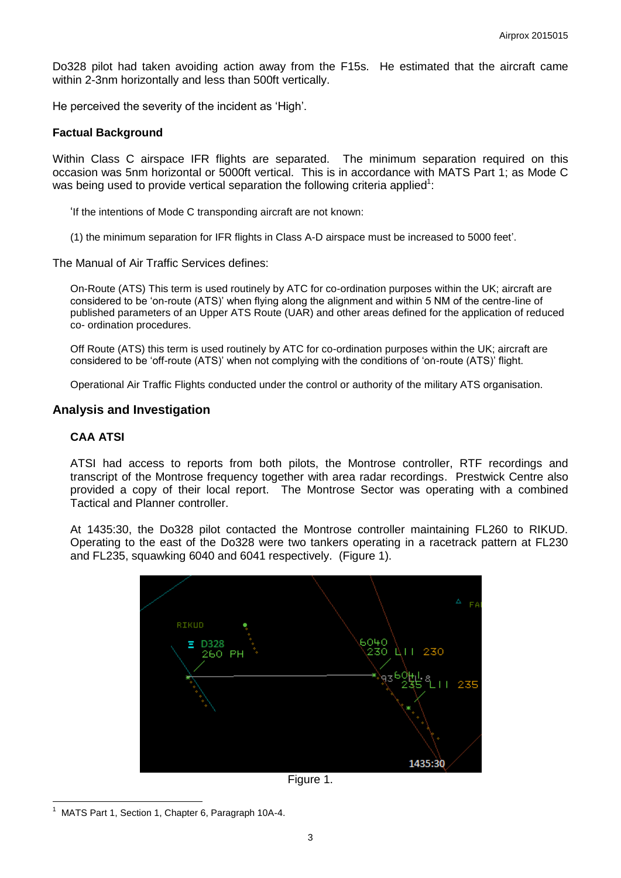Do328 pilot had taken avoiding action away from the F15s. He estimated that the aircraft came within 2-3nm horizontally and less than 500ft vertically.

He perceived the severity of the incident as 'High'.

### Factual Background

Within Class C airspace IFR flights are separated. The minimum separation required on this occasion was 5nm horizontal or 5000ft vertical. This is in accordance with MATS Part 1; as Mode C was being used to provide vertical separation the following criteria applied[1]:

> 'If the intentions of Mode C transponding aircraft are not known:
>
> (1) the minimum separation for IFR flights in Class A-D airspace must be increased to 5000 feet'.

The Manual of Air Traffic Services defines:

> On-Route (ATS) This term is used routinely by ATC for co-ordination purposes within the UK; aircraft are considered to be 'on-route (ATS)' when flying along the alignment and within 5 NM of the centre-line of published parameters of an Upper ATS Route (UAR) and other areas defined for the application of reduced co- ordination procedures.
>
> Off Route (ATS) this term is used routinely by ATC for co-ordination purposes within the UK; aircraft are considered to be 'off-route (ATS)' when not complying with the conditions of 'on-route (ATS)' flight.
>
> Operational Air Traffic Flights conducted under the control or authority of the military ATS organisation.

## Analysis and Investigation

### CAA ATSI

ATSI had access to reports from both pilots, the Montrose controller, RTF recordings and transcript of the Montrose frequency together with area radar recordings. Prestwick Centre also provided a copy of their local report. The Montrose Sector was operating with a combined Tactical and Planner controller.

At 1435:30, the Do328 pilot contacted the Montrose controller maintaining FL260 to RIKUD. Operating to the east of the Do328 were two tankers operating in a racetrack pattern at FL230 and FL235, squawking 6040 and 6041 respectively. (Figure 1).

Figure 1.

[1] MATS Part 1, Section 1, Chapter 6, Paragraph 10A-4.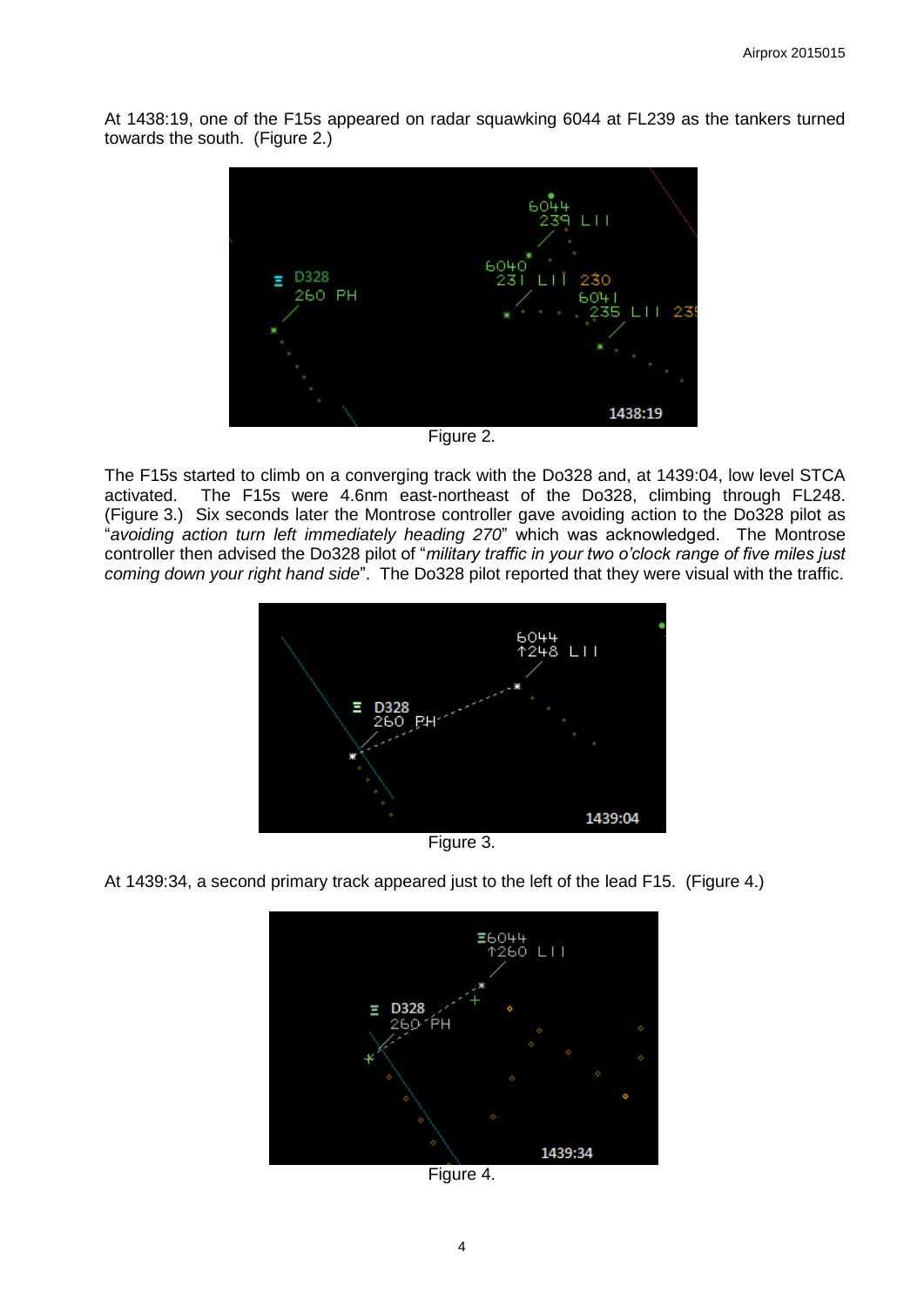At 1438:19, one of the F15s appeared on radar squawking 6044 at FL239 as the tankers turned towards the south. (Figure 2.)

Figure 2.

The F15s started to climb on a converging track with the Do328 and, at 1439:04, low level STCA activated. The F15s were 4.6nm east-northeast of the Do328, climbing through FL248. (Figure 3.) Six seconds later the Montrose controller gave avoiding action to the Do328 pilot as "*avoiding action turn left immediately heading 270*" which was acknowledged. The Montrose controller then advised the Do328 pilot of "*military traffic in your two o'clock range of five miles just coming down your right hand side*". The Do328 pilot reported that they were visual with the traffic.

Figure 3.

At 1439:34, a second primary track appeared just to the left of the lead F15. (Figure 4.)

Figure 4.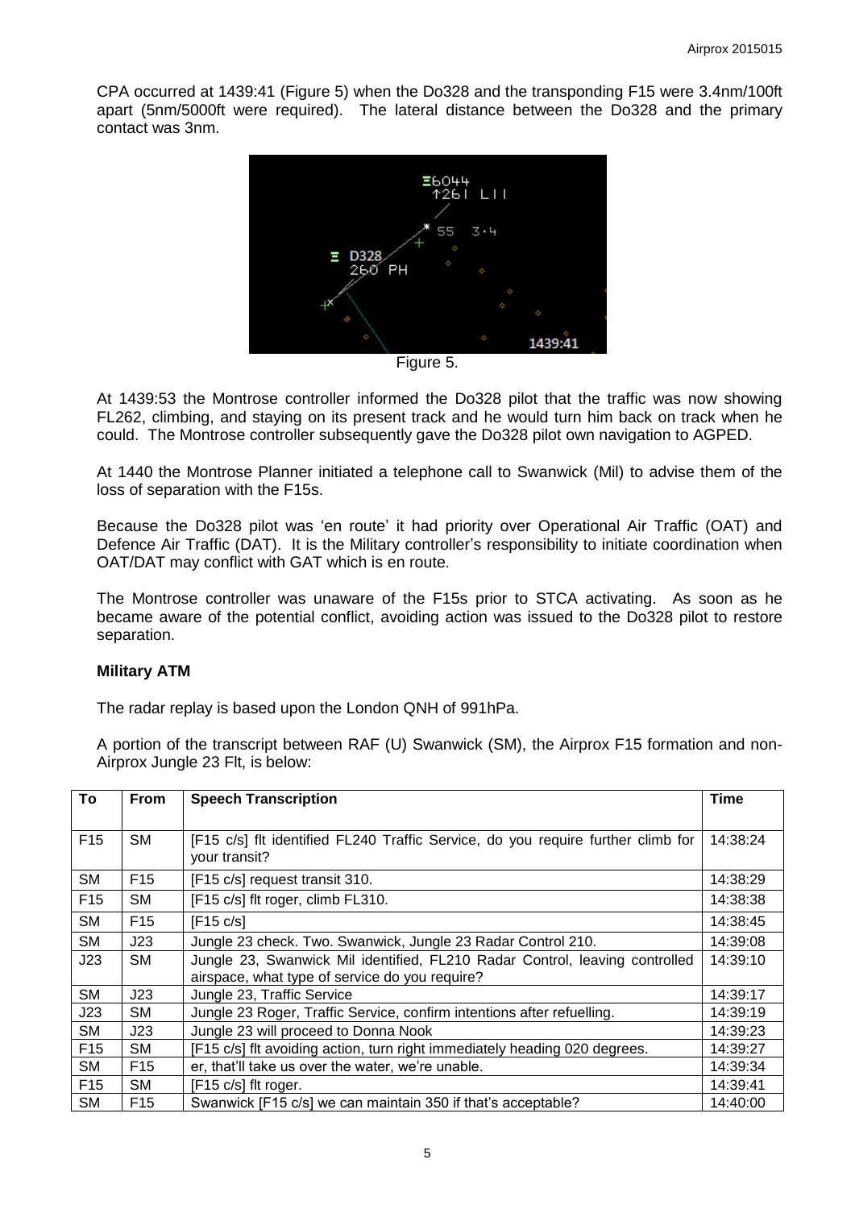CPA occurred at 1439:41 (Figure 5) when the Do328 and the transponding F15 were 3.4nm/100ft apart (5nm/5000ft were required). The lateral distance between the Do328 and the primary contact was 3nm.

Figure 5.

At 1439:53 the Montrose controller informed the Do328 pilot that the traffic was now showing FL262, climbing, and staying on its present track and he would turn him back on track when he could. The Montrose controller subsequently gave the Do328 pilot own navigation to AGPED.

At 1440 the Montrose Planner initiated a telephone call to Swanwick (Mil) to advise them of the loss of separation with the F15s.

Because the Do328 pilot was 'en route' it had priority over Operational Air Traffic (OAT) and Defence Air Traffic (DAT). It is the Military controller's responsibility to initiate coordination when OAT/DAT may conflict with GAT which is en route.

The Montrose controller was unaware of the F15s prior to STCA activating. As soon as he became aware of the potential conflict, avoiding action was issued to the Do328 pilot to restore separation.

**Military ATM**

The radar replay is based upon the London QNH of 991hPa.

A portion of the transcript between RAF (U) Swanwick (SM), the Airprox F15 formation and non-Airprox Jungle 23 Flt, is below:

| To | From | Speech Transcription | Time |
|---|---|---|---|
| F15 | SM | [F15 c/s] flt identified FL240 Traffic Service, do you require further climb for your transit? | 14:38:24 |
| SM | F15 | [F15 c/s] request transit 310. | 14:38:29 |
| F15 | SM | [F15 c/s] flt roger, climb FL310. | 14:38:38 |
| SM | F15 | [F15 c/s] | 14:38:45 |
| SM | J23 | Jungle 23 check. Two. Swanwick, Jungle 23 Radar Control 210. | 14:39:08 |
| J23 | SM | Jungle 23, Swanwick Mil identified, FL210 Radar Control, leaving controlled airspace, what type of service do you require? | 14:39:10 |
| SM | J23 | Jungle 23, Traffic Service | 14:39:17 |
| J23 | SM | Jungle 23 Roger, Traffic Service, confirm intentions after refuelling. | 14:39:19 |
| SM | J23 | Jungle 23 will proceed to Donna Nook | 14:39:23 |
| F15 | SM | [F15 c/s] flt avoiding action, turn right immediately heading 020 degrees. | 14:39:27 |
| SM | F15 | er, that'll take us over the water, we're unable. | 14:39:34 |
| F15 | SM | [F15 c/s] flt roger. | 14:39:41 |
| SM | F15 | Swanwick [F15 c/s] we can maintain 350 if that's acceptable? | 14:40:00 |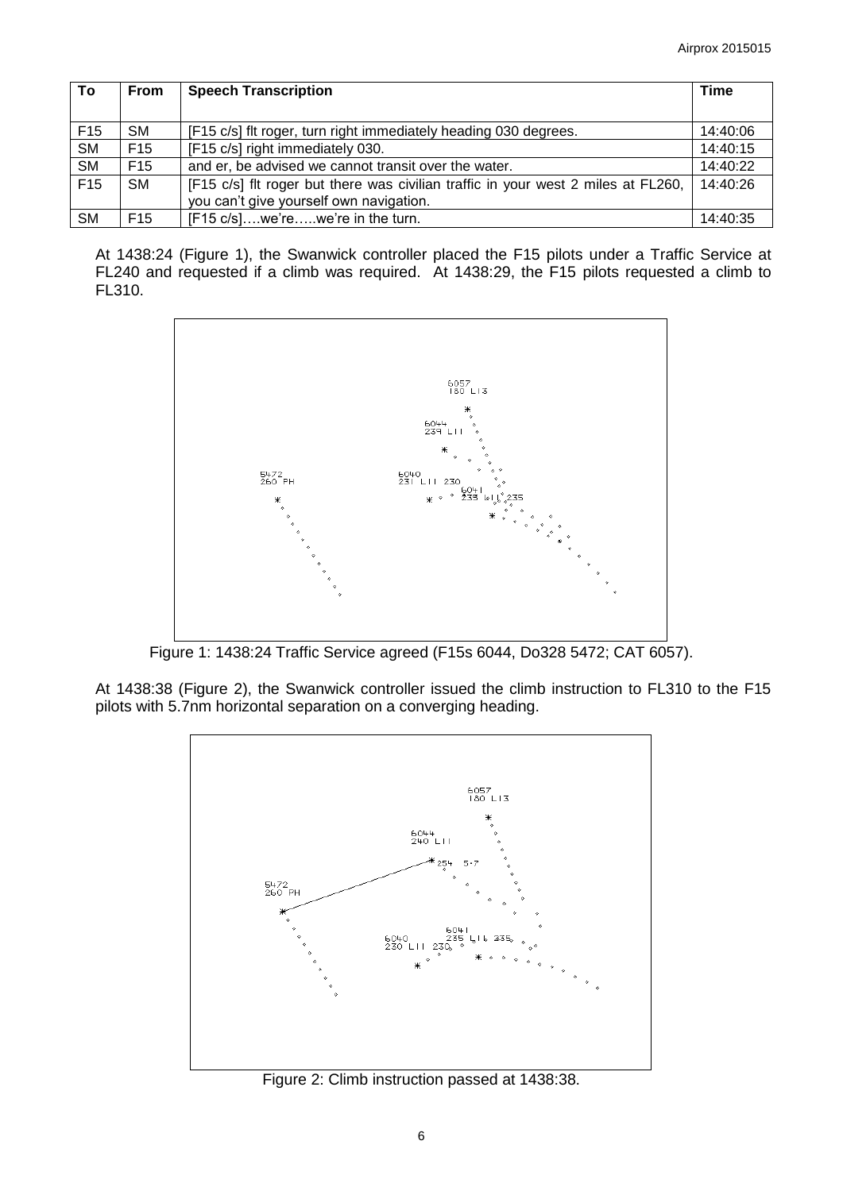| To | From | Speech Transcription | Time |
|---|---|---|---|
| F15 | SM | [F15 c/s] flt roger, turn right immediately heading 030 degrees. | 14:40:06 |
| SM | F15 | [F15 c/s] right immediately 030. | 14:40:15 |
| SM | F15 | and er, be advised we cannot transit over the water. | 14:40:22 |
| F15 | SM | [F15 c/s] flt roger but there was civilian traffic in your west 2 miles at FL260, you can't give yourself own navigation. | 14:40:26 |
| SM | F15 | [F15 c/s]….we're…..we're in the turn. | 14:40:35 |

At 1438:24 (Figure 1), the Swanwick controller placed the F15 pilots under a Traffic Service at FL240 and requested if a climb was required. At 1438:29, the F15 pilots requested a climb to FL310.

Figure 1: 1438:24 Traffic Service agreed (F15s 6044, Do328 5472; CAT 6057).

At 1438:38 (Figure 2), the Swanwick controller issued the climb instruction to FL310 to the F15 pilots with 5.7nm horizontal separation on a converging heading.

Figure 2: Climb instruction passed at 1438:38.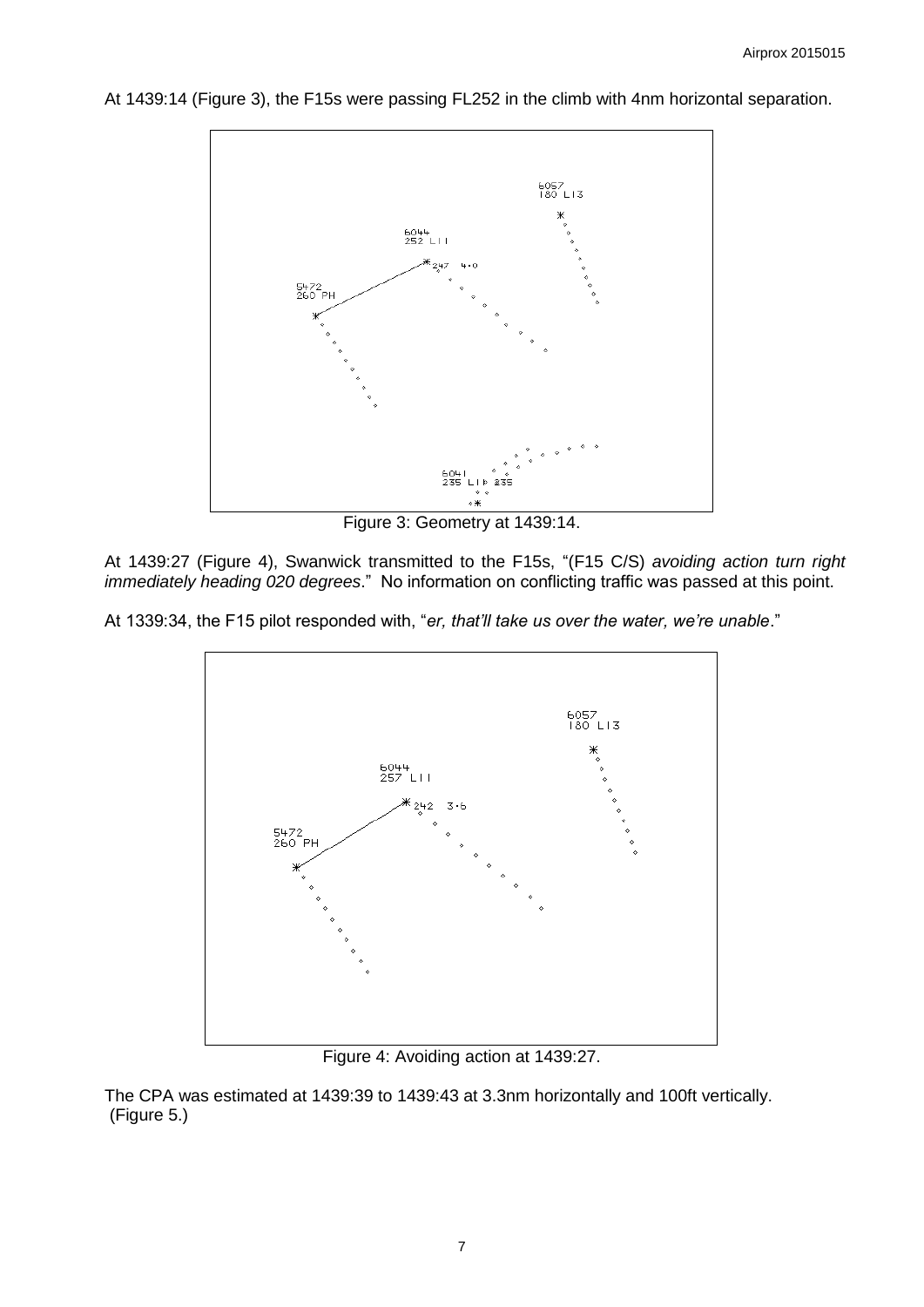At 1439:14 (Figure 3), the F15s were passing FL252 in the climb with 4nm horizontal separation.

Figure 3: Geometry at 1439:14.

At 1439:27 (Figure 4), Swanwick transmitted to the F15s, "(F15 C/S) *avoiding action turn right immediately heading 020 degrees*." No information on conflicting traffic was passed at this point.

At 1339:34, the F15 pilot responded with, "*er, that'll take us over the water, we're unable*."

Figure 4: Avoiding action at 1439:27.

The CPA was estimated at 1439:39 to 1439:43 at 3.3nm horizontally and 100ft vertically. (Figure 5.)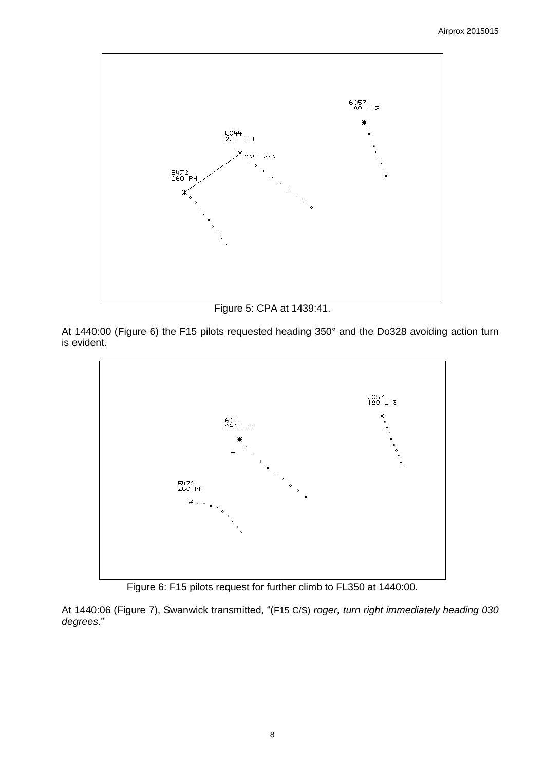Figure 5: CPA at 1439:41.

At 1440:00 (Figure 6) the F15 pilots requested heading 350° and the Do328 avoiding action turn is evident.

Figure 6: F15 pilots request for further climb to FL350 at 1440:00.

At 1440:06 (Figure 7), Swanwick transmitted, "(F15 C/S) *roger, turn right immediately heading 030 degrees*."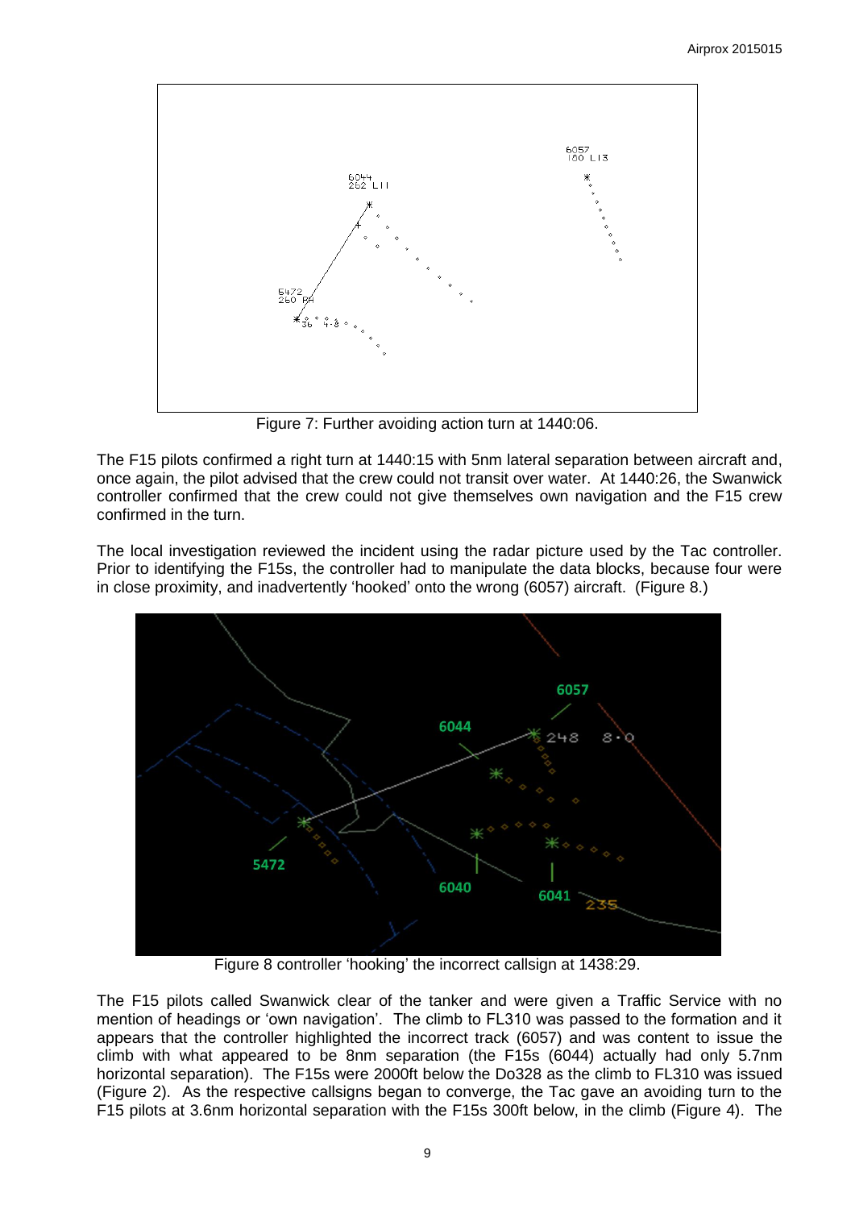Figure 7: Further avoiding action turn at 1440:06.

The F15 pilots confirmed a right turn at 1440:15 with 5nm lateral separation between aircraft and, once again, the pilot advised that the crew could not transit over water. At 1440:26, the Swanwick controller confirmed that the crew could not give themselves own navigation and the F15 crew confirmed in the turn.

The local investigation reviewed the incident using the radar picture used by the Tac controller. Prior to identifying the F15s, the controller had to manipulate the data blocks, because four were in close proximity, and inadvertently 'hooked' onto the wrong (6057) aircraft. (Figure 8.)

Figure 8 controller 'hooking' the incorrect callsign at 1438:29.

The F15 pilots called Swanwick clear of the tanker and were given a Traffic Service with no mention of headings or 'own navigation'. The climb to FL310 was passed to the formation and it appears that the controller highlighted the incorrect track (6057) and was content to issue the climb with what appeared to be 8nm separation (the F15s (6044) actually had only 5.7nm horizontal separation). The F15s were 2000ft below the Do328 as the climb to FL310 was issued (Figure 2). As the respective callsigns began to converge, the Tac gave an avoiding turn to the F15 pilots at 3.6nm horizontal separation with the F15s 300ft below, in the climb (Figure 4). The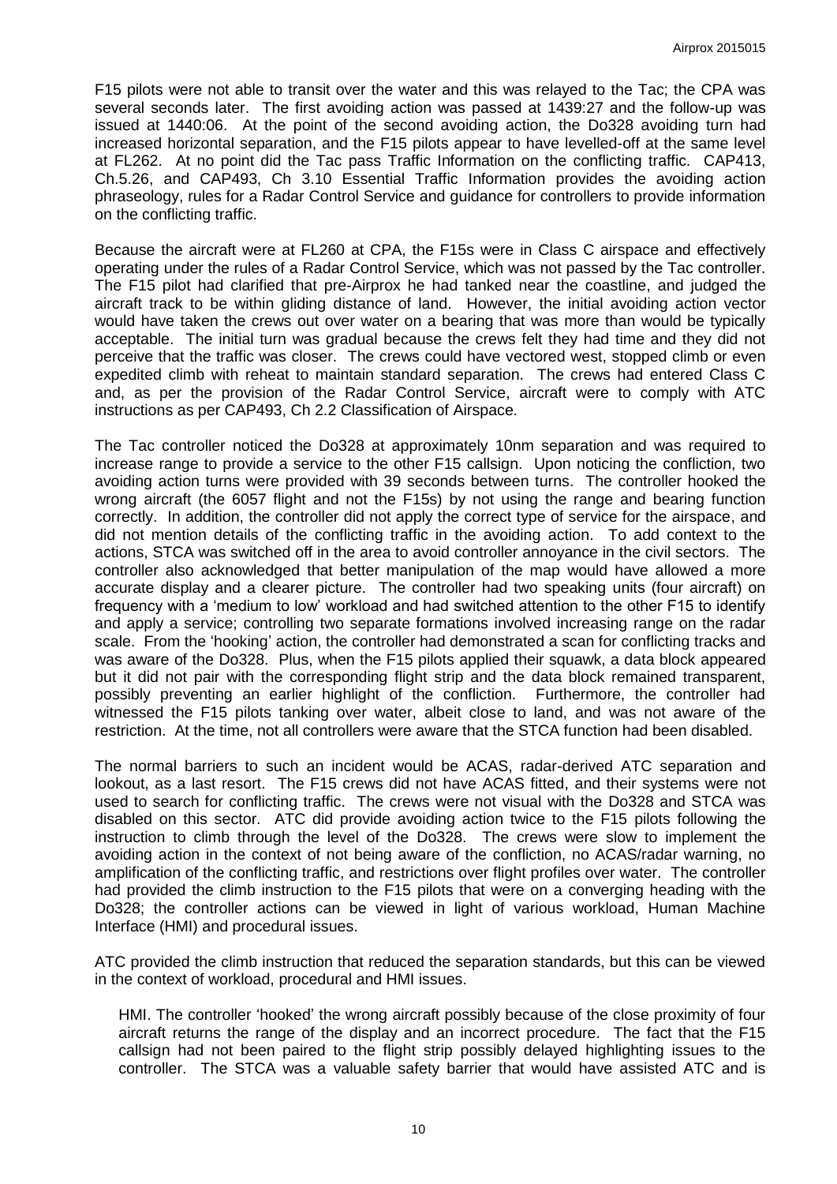F15 pilots were not able to transit over the water and this was relayed to the Tac; the CPA was several seconds later. The first avoiding action was passed at 1439:27 and the follow-up was issued at 1440:06. At the point of the second avoiding action, the Do328 avoiding turn had increased horizontal separation, and the F15 pilots appear to have levelled-off at the same level at FL262. At no point did the Tac pass Traffic Information on the conflicting traffic. CAP413, Ch.5.26, and CAP493, Ch 3.10 Essential Traffic Information provides the avoiding action phraseology, rules for a Radar Control Service and guidance for controllers to provide information on the conflicting traffic.

Because the aircraft were at FL260 at CPA, the F15s were in Class C airspace and effectively operating under the rules of a Radar Control Service, which was not passed by the Tac controller. The F15 pilot had clarified that pre-Airprox he had tanked near the coastline, and judged the aircraft track to be within gliding distance of land. However, the initial avoiding action vector would have taken the crews out over water on a bearing that was more than would be typically acceptable. The initial turn was gradual because the crews felt they had time and they did not perceive that the traffic was closer. The crews could have vectored west, stopped climb or even expedited climb with reheat to maintain standard separation. The crews had entered Class C and, as per the provision of the Radar Control Service, aircraft were to comply with ATC instructions as per CAP493, Ch 2.2 Classification of Airspace.

The Tac controller noticed the Do328 at approximately 10nm separation and was required to increase range to provide a service to the other F15 callsign. Upon noticing the confliction, two avoiding action turns were provided with 39 seconds between turns. The controller hooked the wrong aircraft (the 6057 flight and not the F15s) by not using the range and bearing function correctly. In addition, the controller did not apply the correct type of service for the airspace, and did not mention details of the conflicting traffic in the avoiding action. To add context to the actions, STCA was switched off in the area to avoid controller annoyance in the civil sectors. The controller also acknowledged that better manipulation of the map would have allowed a more accurate display and a clearer picture. The controller had two speaking units (four aircraft) on frequency with a 'medium to low' workload and had switched attention to the other F15 to identify and apply a service; controlling two separate formations involved increasing range on the radar scale. From the 'hooking' action, the controller had demonstrated a scan for conflicting tracks and was aware of the Do328. Plus, when the F15 pilots applied their squawk, a data block appeared but it did not pair with the corresponding flight strip and the data block remained transparent, possibly preventing an earlier highlight of the confliction. Furthermore, the controller had witnessed the F15 pilots tanking over water, albeit close to land, and was not aware of the restriction. At the time, not all controllers were aware that the STCA function had been disabled.

The normal barriers to such an incident would be ACAS, radar-derived ATC separation and lookout, as a last resort. The F15 crews did not have ACAS fitted, and their systems were not used to search for conflicting traffic. The crews were not visual with the Do328 and STCA was disabled on this sector. ATC did provide avoiding action twice to the F15 pilots following the instruction to climb through the level of the Do328. The crews were slow to implement the avoiding action in the context of not being aware of the confliction, no ACAS/radar warning, no amplification of the conflicting traffic, and restrictions over flight profiles over water. The controller had provided the climb instruction to the F15 pilots that were on a converging heading with the Do328; the controller actions can be viewed in light of various workload, Human Machine Interface (HMI) and procedural issues.

ATC provided the climb instruction that reduced the separation standards, but this can be viewed in the context of workload, procedural and HMI issues.

HMI. The controller 'hooked' the wrong aircraft possibly because of the close proximity of four aircraft returns the range of the display and an incorrect procedure. The fact that the F15 callsign had not been paired to the flight strip possibly delayed highlighting issues to the controller. The STCA was a valuable safety barrier that would have assisted ATC and is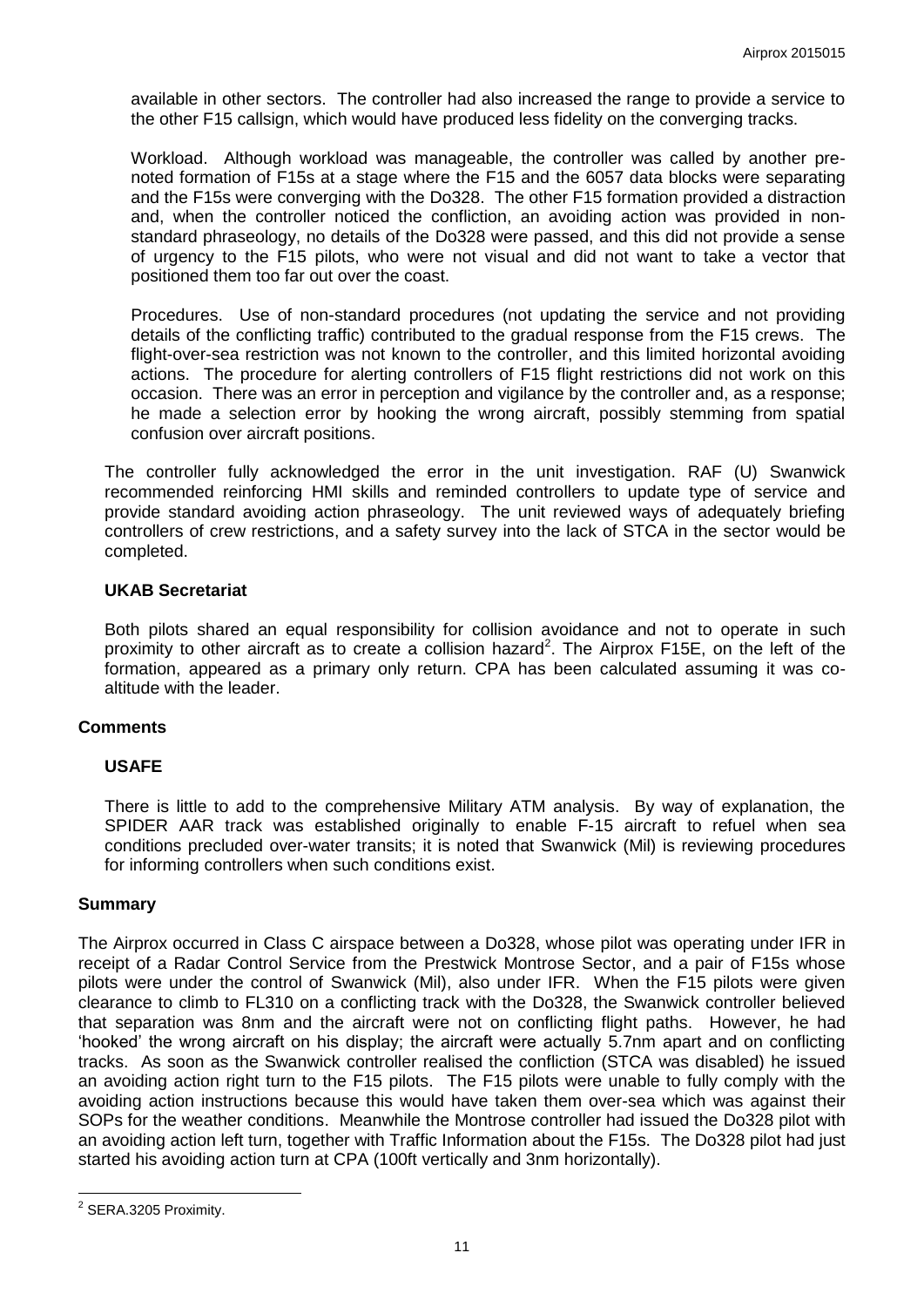available in other sectors. The controller had also increased the range to provide a service to the other F15 callsign, which would have produced less fidelity on the converging tracks.

Workload. Although workload was manageable, the controller was called by another pre-noted formation of F15s at a stage where the F15 and the 6057 data blocks were separating and the F15s were converging with the Do328. The other F15 formation provided a distraction and, when the controller noticed the confliction, an avoiding action was provided in non-standard phraseology, no details of the Do328 were passed, and this did not provide a sense of urgency to the F15 pilots, who were not visual and did not want to take a vector that positioned them too far out over the coast.

Procedures. Use of non-standard procedures (not updating the service and not providing details of the conflicting traffic) contributed to the gradual response from the F15 crews. The flight-over-sea restriction was not known to the controller, and this limited horizontal avoiding actions. The procedure for alerting controllers of F15 flight restrictions did not work on this occasion. There was an error in perception and vigilance by the controller and, as a response; he made a selection error by hooking the wrong aircraft, possibly stemming from spatial confusion over aircraft positions.

The controller fully acknowledged the error in the unit investigation. RAF (U) Swanwick recommended reinforcing HMI skills and reminded controllers to update type of service and provide standard avoiding action phraseology. The unit reviewed ways of adequately briefing controllers of crew restrictions, and a safety survey into the lack of STCA in the sector would be completed.

### UKAB Secretariat

Both pilots shared an equal responsibility for collision avoidance and not to operate in such proximity to other aircraft as to create a collision hazard[2]. The Airprox F15E, on the left of the formation, appeared as a primary only return. CPA has been calculated assuming it was co-altitude with the leader.

## Comments

### USAFE

There is little to add to the comprehensive Military ATM analysis. By way of explanation, the SPIDER AAR track was established originally to enable F-15 aircraft to refuel when sea conditions precluded over-water transits; it is noted that Swanwick (Mil) is reviewing procedures for informing controllers when such conditions exist.

## Summary

The Airprox occurred in Class C airspace between a Do328, whose pilot was operating under IFR in receipt of a Radar Control Service from the Prestwick Montrose Sector, and a pair of F15s whose pilots were under the control of Swanwick (Mil), also under IFR. When the F15 pilots were given clearance to climb to FL310 on a conflicting track with the Do328, the Swanwick controller believed that separation was 8nm and the aircraft were not on conflicting flight paths. However, he had 'hooked' the wrong aircraft on his display; the aircraft were actually 5.7nm apart and on conflicting tracks. As soon as the Swanwick controller realised the confliction (STCA was disabled) he issued an avoiding action right turn to the F15 pilots. The F15 pilots were unable to fully comply with the avoiding action instructions because this would have taken them over-sea which was against their SOPs for the weather conditions. Meanwhile the Montrose controller had issued the Do328 pilot with an avoiding action left turn, together with Traffic Information about the F15s. The Do328 pilot had just started his avoiding action turn at CPA (100ft vertically and 3nm horizontally).

[2] SERA.3205 Proximity.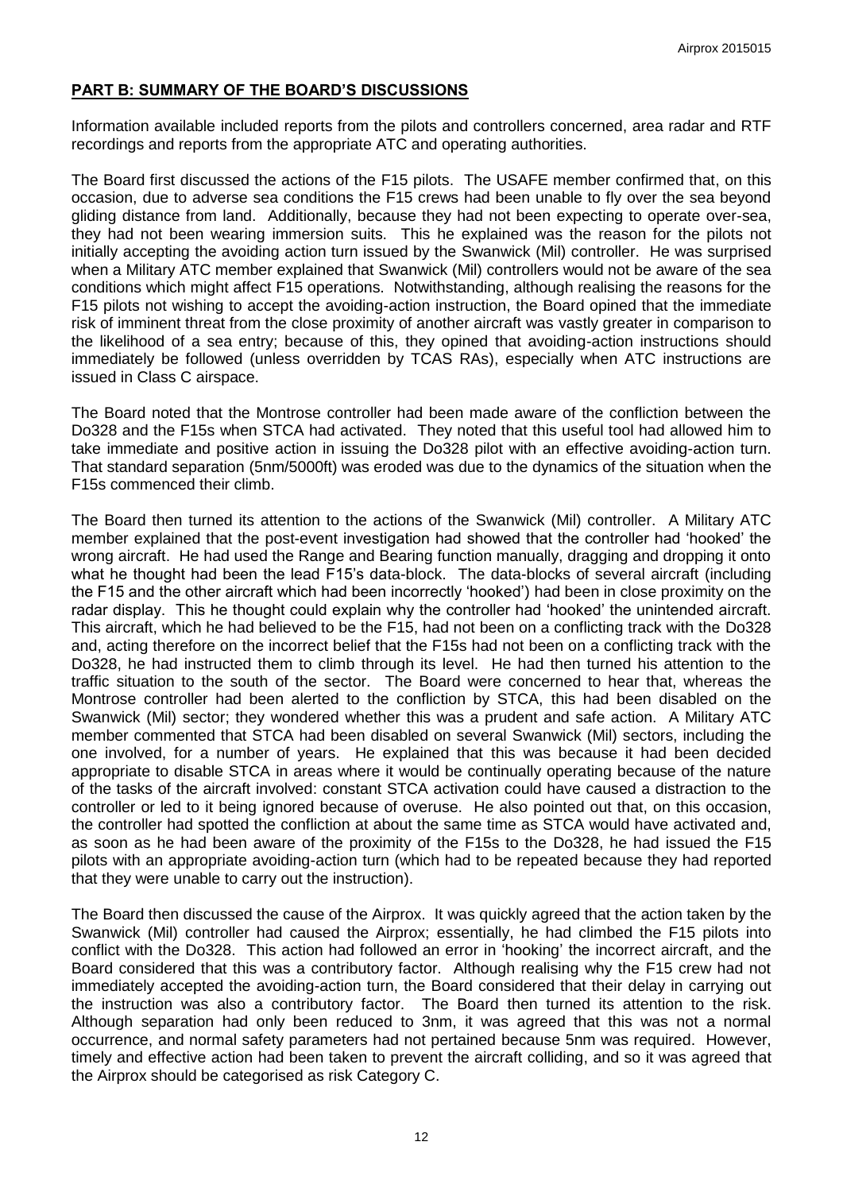## PART B: SUMMARY OF THE BOARD'S DISCUSSIONS

Information available included reports from the pilots and controllers concerned, area radar and RTF recordings and reports from the appropriate ATC and operating authorities.

The Board first discussed the actions of the F15 pilots. The USAFE member confirmed that, on this occasion, due to adverse sea conditions the F15 crews had been unable to fly over the sea beyond gliding distance from land. Additionally, because they had not been expecting to operate over-sea, they had not been wearing immersion suits. This he explained was the reason for the pilots not initially accepting the avoiding action turn issued by the Swanwick (Mil) controller. He was surprised when a Military ATC member explained that Swanwick (Mil) controllers would not be aware of the sea conditions which might affect F15 operations. Notwithstanding, although realising the reasons for the F15 pilots not wishing to accept the avoiding-action instruction, the Board opined that the immediate risk of imminent threat from the close proximity of another aircraft was vastly greater in comparison to the likelihood of a sea entry; because of this, they opined that avoiding-action instructions should immediately be followed (unless overridden by TCAS RAs), especially when ATC instructions are issued in Class C airspace.

The Board noted that the Montrose controller had been made aware of the confliction between the Do328 and the F15s when STCA had activated. They noted that this useful tool had allowed him to take immediate and positive action in issuing the Do328 pilot with an effective avoiding-action turn. That standard separation (5nm/5000ft) was eroded was due to the dynamics of the situation when the F15s commenced their climb.

The Board then turned its attention to the actions of the Swanwick (Mil) controller. A Military ATC member explained that the post-event investigation had showed that the controller had 'hooked' the wrong aircraft. He had used the Range and Bearing function manually, dragging and dropping it onto what he thought had been the lead F15's data-block. The data-blocks of several aircraft (including the F15 and the other aircraft which had been incorrectly 'hooked') had been in close proximity on the radar display. This he thought could explain why the controller had 'hooked' the unintended aircraft. This aircraft, which he had believed to be the F15, had not been on a conflicting track with the Do328 and, acting therefore on the incorrect belief that the F15s had not been on a conflicting track with the Do328, he had instructed them to climb through its level. He had then turned his attention to the traffic situation to the south of the sector. The Board were concerned to hear that, whereas the Montrose controller had been alerted to the confliction by STCA, this had been disabled on the Swanwick (Mil) sector; they wondered whether this was a prudent and safe action. A Military ATC member commented that STCA had been disabled on several Swanwick (Mil) sectors, including the one involved, for a number of years. He explained that this was because it had been decided appropriate to disable STCA in areas where it would be continually operating because of the nature of the tasks of the aircraft involved: constant STCA activation could have caused a distraction to the controller or led to it being ignored because of overuse. He also pointed out that, on this occasion, the controller had spotted the confliction at about the same time as STCA would have activated and, as soon as he had been aware of the proximity of the F15s to the Do328, he had issued the F15 pilots with an appropriate avoiding-action turn (which had to be repeated because they had reported that they were unable to carry out the instruction).

The Board then discussed the cause of the Airprox. It was quickly agreed that the action taken by the Swanwick (Mil) controller had caused the Airprox; essentially, he had climbed the F15 pilots into conflict with the Do328. This action had followed an error in 'hooking' the incorrect aircraft, and the Board considered that this was a contributory factor. Although realising why the F15 crew had not immediately accepted the avoiding-action turn, the Board considered that their delay in carrying out the instruction was also a contributory factor. The Board then turned its attention to the risk. Although separation had only been reduced to 3nm, it was agreed that this was not a normal occurrence, and normal safety parameters had not pertained because 5nm was required. However, timely and effective action had been taken to prevent the aircraft colliding, and so it was agreed that the Airprox should be categorised as risk Category C.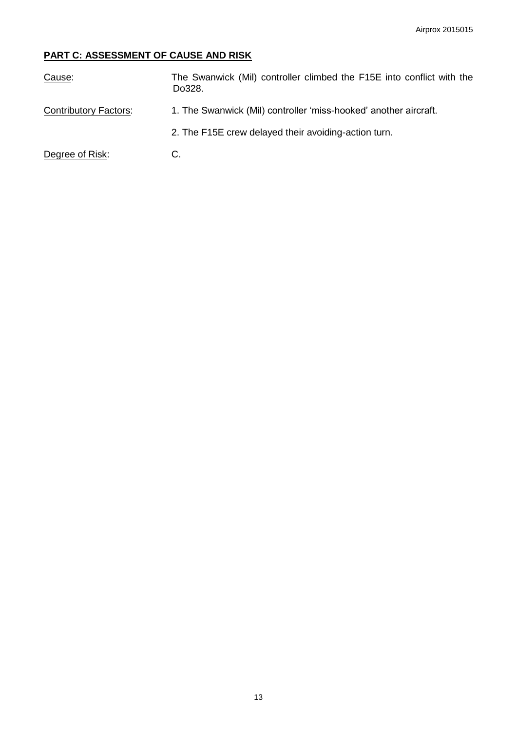**PART C: ASSESSMENT OF CAUSE AND RISK**

Cause: The Swanwick (Mil) controller climbed the F15E into conflict with the Do328.

Contributory Factors:

1. The Swanwick (Mil) controller 'miss-hooked' another aircraft.
2. The F15E crew delayed their avoiding-action turn.

Degree of Risk: C.